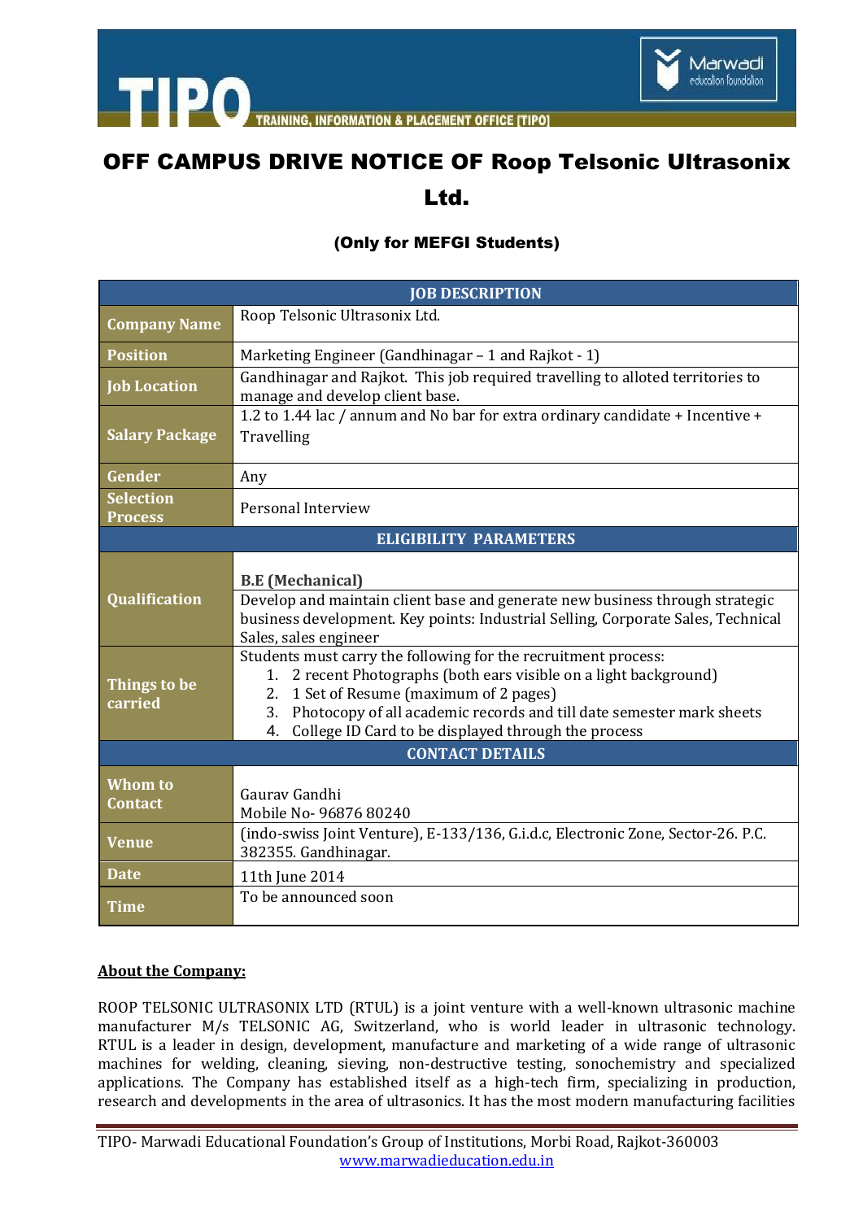# OFF CAMPUS DRIVE NOTICE OF Roop Telsonic Ultrasonix Ltd.

### (Only for MEFGI Students)

| JOB DESCRIPTION | |
|---|---|
| **Company Name** | Roop Telsonic Ultrasonix Ltd. |
| **Position** | Marketing Engineer (Gandhinagar – 1 and Rajkot - 1) |
| **Job Location** | Gandhinagar and Rajkot. This job required travelling to alloted territories to manage and develop client base. |
| **Salary Package** | 1.2 to 1.44 lac / annum and No bar for extra ordinary candidate + Incentive + Travelling |
| **Gender** | Any |
| **Selection Process** | Personal Interview |
| **ELIGIBILITY PARAMETERS** | |
| **Qualification** | **B.E (Mechanical)**<br>Develop and maintain client base and generate new business through strategic business development. Key points: Industrial Selling, Corporate Sales, Technical Sales, sales engineer |
| **Things to be carried** | Students must carry the following for the recruitment process:<br>1. 2 recent Photographs (both ears visible on a light background)<br>2. 1 Set of Resume (maximum of 2 pages)<br>3. Photocopy of all academic records and till date semester mark sheets<br>4. College ID Card to be displayed through the process |
| **CONTACT DETAILS** | |
| **Whom to Contact** | Gaurav Gandhi<br>Mobile No- 96876 80240 |
| **Venue** | (indo-swiss Joint Venture), E-133/136, G.i.d.c, Electronic Zone, Sector-26. P.C. 382355. Gandhinagar. |
| **Date** | 11th June 2014 |
| **Time** | To be announced soon |

**About the Company:**

ROOP TELSONIC ULTRASONIX LTD (RTUL) is a joint venture with a well-known ultrasonic machine manufacturer M/s TELSONIC AG, Switzerland, who is world leader in ultrasonic technology. RTUL is a leader in design, development, manufacture and marketing of a wide range of ultrasonic machines for welding, cleaning, sieving, non-destructive testing, sonochemistry and specialized applications. The Company has established itself as a high-tech firm, specializing in production, research and developments in the area of ultrasonics. It has the most modern manufacturing facilities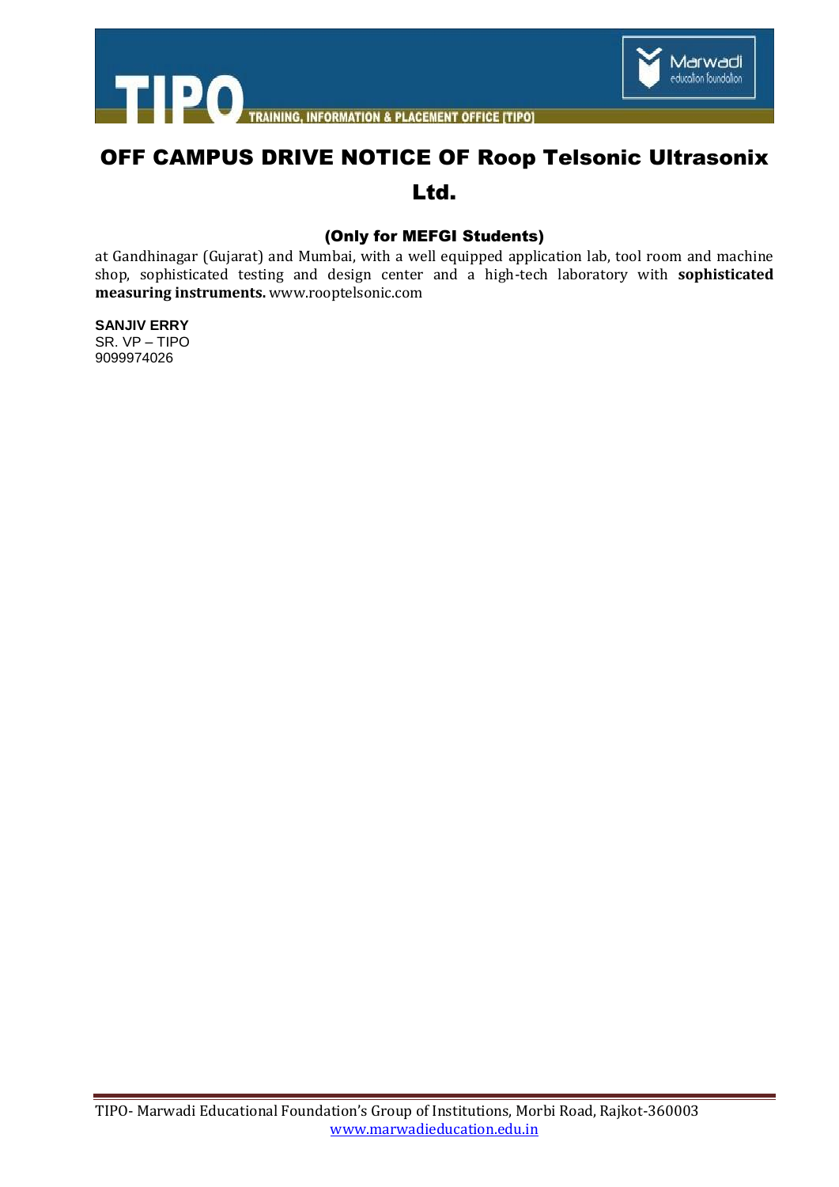# OFF CAMPUS DRIVE NOTICE OF Roop Telsonic Ultrasonix Ltd.

### (Only for MEFGI Students)

at Gandhinagar (Gujarat) and Mumbai, with a well equipped application lab, tool room and machine shop, sophisticated testing and design center and a high-tech laboratory with **sophisticated measuring instruments.** www.rooptelsonic.com

**SANJIV ERRY**
SR. VP – TIPO
9099974026